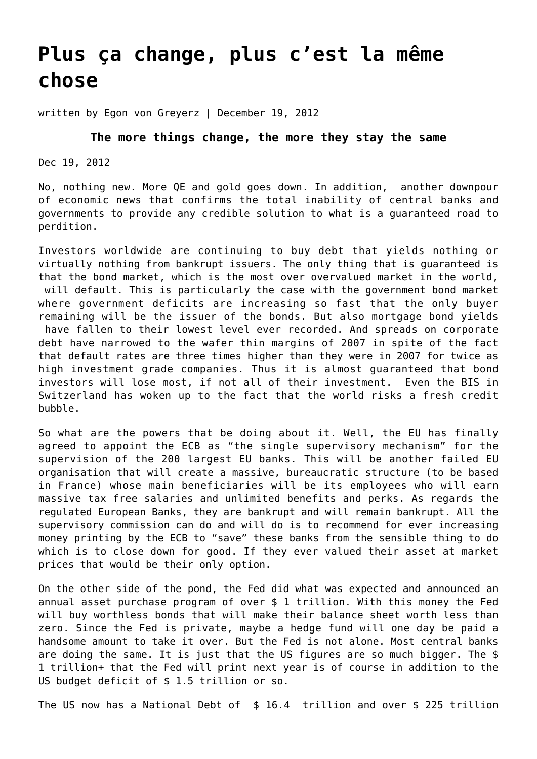# Plus ça change, plus c'est la même chose

written by Egon von Greyerz | December 19, 2012

**The more things change, the more they stay the same**

Dec 19, 2012

No, nothing new. More QE and gold goes down. In addition, another downpour of economic news that confirms the total inability of central banks and governments to provide any credible solution to what is a guaranteed road to perdition.

Investors worldwide are continuing to buy debt that yields nothing or virtually nothing from bankrupt issuers. The only thing that is guaranteed is that the bond market, which is the most over overvalued market in the world, will default. This is particularly the case with the government bond market where government deficits are increasing so fast that the only buyer remaining will be the issuer of the bonds. But also mortgage bond yields have fallen to their lowest level ever recorded. And spreads on corporate debt have narrowed to the wafer thin margins of 2007 in spite of the fact that default rates are three times higher than they were in 2007 for twice as high investment grade companies. Thus it is almost guaranteed that bond investors will lose most, if not all of their investment. Even the BIS in Switzerland has woken up to the fact that the world risks a fresh credit bubble.

So what are the powers that be doing about it. Well, the EU has finally agreed to appoint the ECB as "the single supervisory mechanism" for the supervision of the 200 largest EU banks. This will be another failed EU organisation that will create a massive, bureaucratic structure (to be based in France) whose main beneficiaries will be its employees who will earn massive tax free salaries and unlimited benefits and perks. As regards the regulated European Banks, they are bankrupt and will remain bankrupt. All the supervisory commission can do and will do is to recommend for ever increasing money printing by the ECB to "save" these banks from the sensible thing to do which is to close down for good. If they ever valued their asset at market prices that would be their only option.

On the other side of the pond, the Fed did what was expected and announced an annual asset purchase program of over $ 1 trillion. With this money the Fed will buy worthless bonds that will make their balance sheet worth less than zero. Since the Fed is private, maybe a hedge fund will one day be paid a handsome amount to take it over. But the Fed is not alone. Most central banks are doing the same. It is just that the US figures are so much bigger. The $ 1 trillion+ that the Fed will print next year is of course in addition to the US budget deficit of $ 1.5 trillion or so.

The US now has a National Debt of $ 16.4 trillion and over $ 225 trillion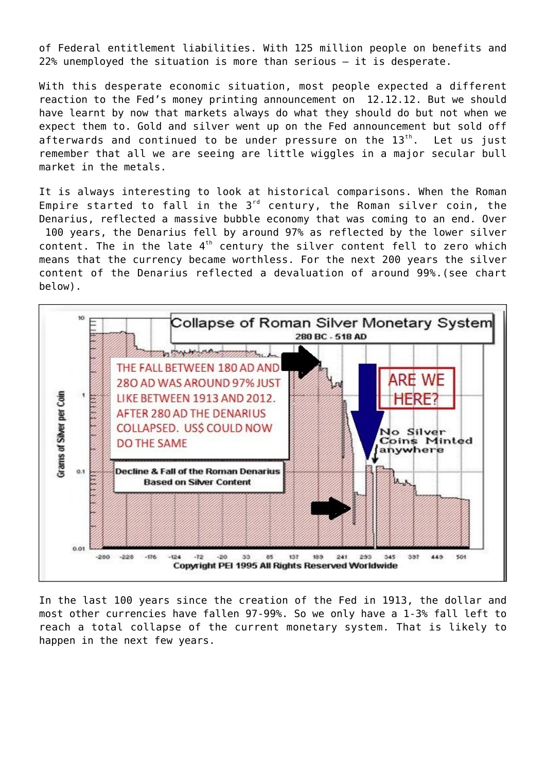of Federal entitlement liabilities. With 125 million people on benefits and 22% unemployed the situation is more than serious – it is desperate.

With this desperate economic situation, most people expected a different reaction to the Fed's money printing announcement on 12.12.12. But we should have learnt by now that markets always do what they should do but not when we expect them to. Gold and silver went up on the Fed announcement but sold off afterwards and continued to be under pressure on the 13th. Let us just remember that all we are seeing are little wiggles in a major secular bull market in the metals.

It is always interesting to look at historical comparisons. When the Roman Empire started to fall in the 3rd century, the Roman silver coin, the Denarius, reflected a massive bubble economy that was coming to an end. Over 100 years, the Denarius fell by around 97% as reflected by the lower silver content. The in the late 4th century the silver content fell to zero which means that the currency became worthless. For the next 200 years the silver content of the Denarius reflected a devaluation of around 99%.(see chart below).

Collapse of Roman Silver Monetary System
280 BC - 518 AD

THE FALL BETWEEN 180 AD AND 280 AD WAS AROUND 97% JUST LIKE BETWEEN 1913 AND 2012. AFTER 280 AD THE DENARIUS COLLAPSED. US$ COULD NOW DO THE SAME

ARE WE HERE?

No Silver Coins Minted anywhere

Decline & Fall of the Roman Denarius Based on Silver Content

Grams of Silver per Coin

10
1
0.1
0.01

-280 -228 -176 -124 -72 -20 33 85 137 189 241 293 345 397 449 501

Copyright PEI 1995 All Rights Reserved Worldwide

In the last 100 years since the creation of the Fed in 1913, the dollar and most other currencies have fallen 97-99%. So we only have a 1-3% fall left to reach a total collapse of the current monetary system. That is likely to happen in the next few years.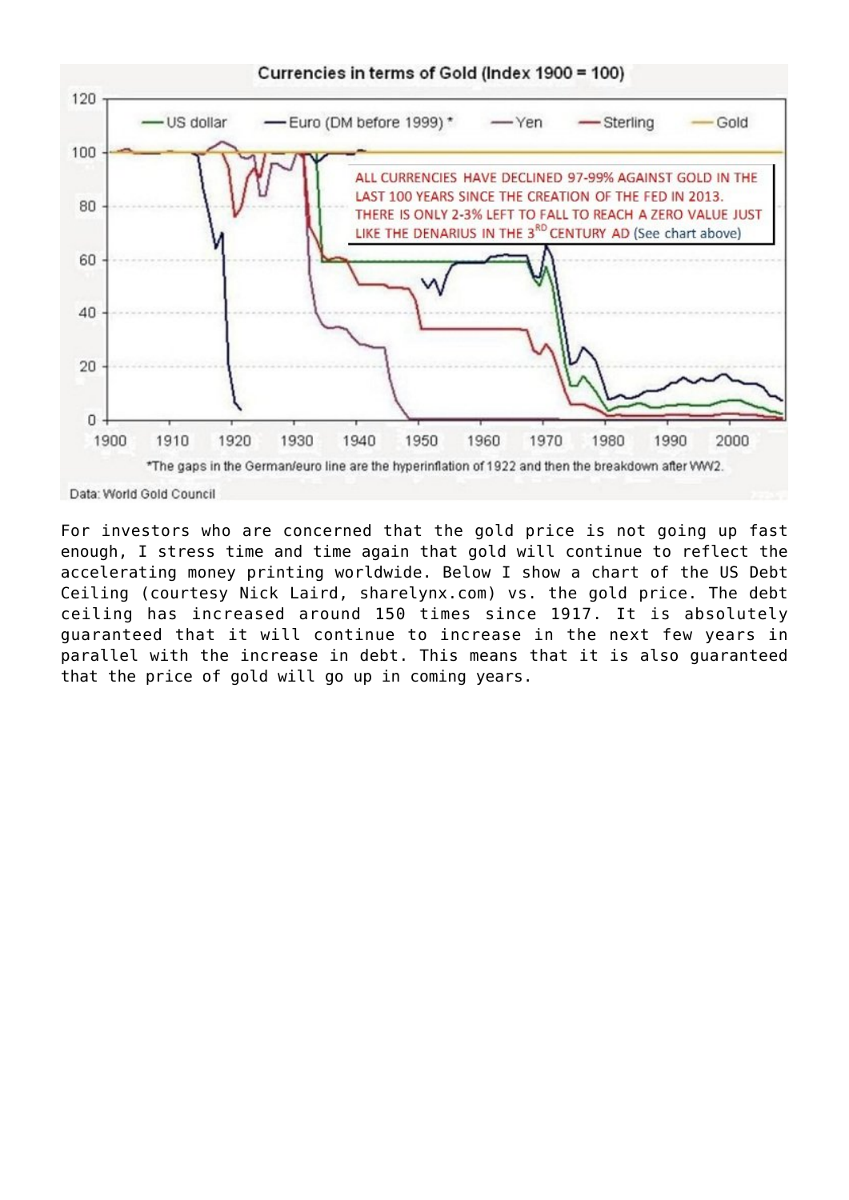Currencies in terms of Gold (Index 1900 = 100)

120
100
80
60
40
20
0

1900 1910 1920 1930 1940 1950 1960 1970 1980 1990 2000

US dollar — Euro (DM before 1999) * — Yen — Sterling — Gold

ALL CURRENCIES HAVE DECLINED 97-99% AGAINST GOLD IN THE LAST 100 YEARS SINCE THE CREATION OF THE FED IN 2013. THERE IS ONLY 2-3% LEFT TO FALL TO REACH A ZERO VALUE JUST LIKE THE DENARIUS IN THE 3RD CENTURY AD (See chart above)

*The gaps in the German/euro line are the hyperinflation of 1922 and then the breakdown after WW2.

Data: World Gold Council

For investors who are concerned that the gold price is not going up fast enough, I stress time and time again that gold will continue to reflect the accelerating money printing worldwide. Below I show a chart of the US Debt Ceiling (courtesy Nick Laird, sharelynx.com) vs. the gold price. The debt ceiling has increased around 150 times since 1917. It is absolutely guaranteed that it will continue to increase in the next few years in parallel with the increase in debt. This means that it is also guaranteed that the price of gold will go up in coming years.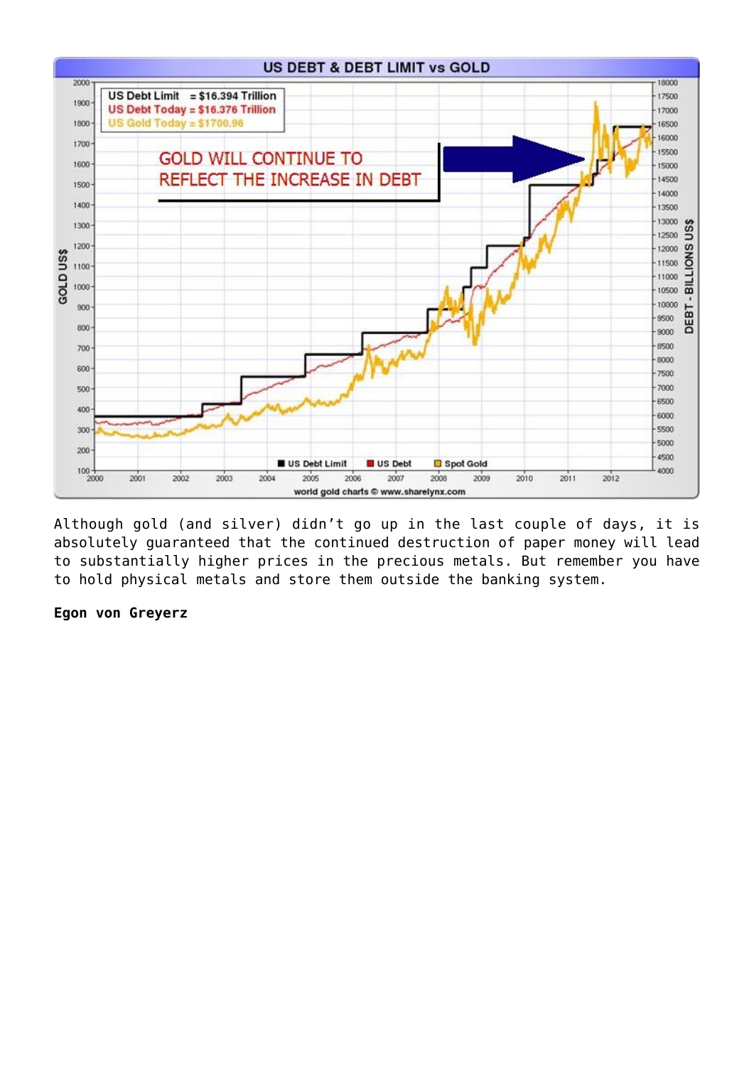US DEBT & DEBT LIMIT vs GOLD

US Debt Limit = $16.394 Trillion
US Debt Today = $16.376 Trillion
US Gold Today = $1700.96

GOLD WILL CONTINUE TO
REFLECT THE INCREASE IN DEBT

GOLD US$

DEBT - BILLIONS US$

US Debt Limit
US Debt
Spot Gold

world gold charts © www.sharelynx.com

Although gold (and silver) didn't go up in the last couple of days, it is absolutely guaranteed that the continued destruction of paper money will lead to substantially higher prices in the precious metals. But remember you have to hold physical metals and store them outside the banking system.

**Egon von Greyerz**